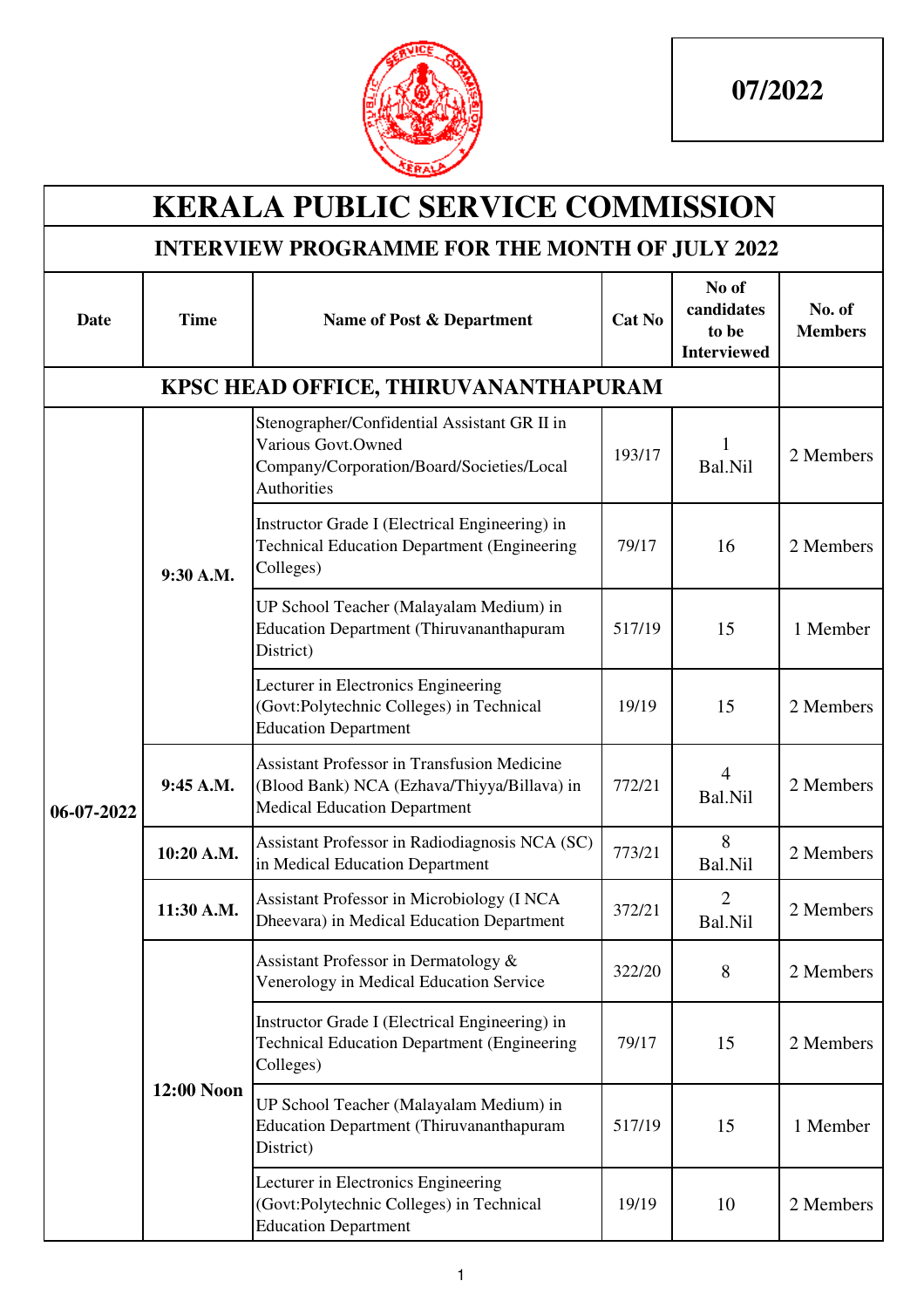07/2022

# KERALA PUBLIC SERVICE COMMISSION

## INTERVIEW PROGRAMME FOR THE MONTH OF JULY 2022

| Date | Time | Name of Post & Department | Cat No | No of candidates to be Interviewed | No. of Members |
|---|---|---|---|---|---|
| **KPSC HEAD OFFICE, THIRUVANANTHAPURAM** | | | | | |
| 06-07-2022 | 9:30 A.M. | Stenographer/Confidential Assistant GR II in Various Govt.Owned Company/Corporation/Board/Societies/Local Authorities | 193/17 | 1 Bal.Nil | 2 Members |
| | | Instructor Grade I (Electrical Engineering) in Technical Education Department (Engineering Colleges) | 79/17 | 16 | 2 Members |
| | | UP School Teacher (Malayalam Medium) in Education Department (Thiruvananthapuram District) | 517/19 | 15 | 1 Member |
| | | Lecturer in Electronics Engineering (Govt:Polytechnic Colleges) in Technical Education Department | 19/19 | 15 | 2 Members |
| | 9:45 A.M. | Assistant Professor in Transfusion Medicine (Blood Bank) NCA (Ezhava/Thiyya/Billava) in Medical Education Department | 772/21 | 4 Bal.Nil | 2 Members |
| | 10:20 A.M. | Assistant Professor in Radiodiagnosis NCA (SC) in Medical Education Department | 773/21 | 8 Bal.Nil | 2 Members |
| | 11:30 A.M. | Assistant Professor in Microbiology (I NCA Dheevara) in Medical Education Department | 372/21 | 2 Bal.Nil | 2 Members |
| | 12:00 Noon | Assistant Professor in Dermatology & Venerology in Medical Education Service | 322/20 | 8 | 2 Members |
| | | Instructor Grade I (Electrical Engineering) in Technical Education Department (Engineering Colleges) | 79/17 | 15 | 2 Members |
| | | UP School Teacher (Malayalam Medium) in Education Department (Thiruvananthapuram District) | 517/19 | 15 | 1 Member |
| | | Lecturer in Electronics Engineering (Govt:Polytechnic Colleges) in Technical Education Department | 19/19 | 10 | 2 Members |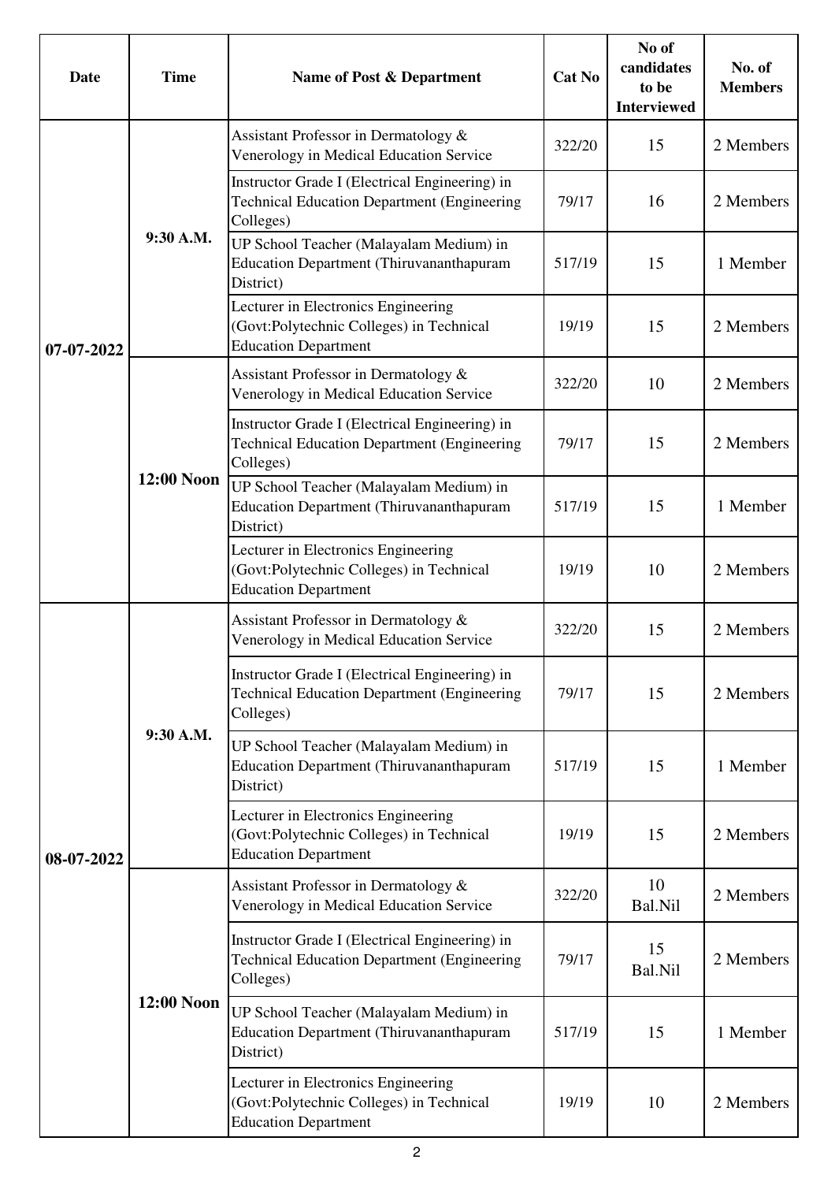| Date | Time | Name of Post & Department | Cat No | No of candidates to be Interviewed | No. of Members |
|---|---|---|---|---|---|
| 07-07-2022 | 9:30 A.M. | Assistant Professor in Dermatology & Venerology in Medical Education Service | 322/20 | 15 | 2 Members |
| | | Instructor Grade I (Electrical Engineering) in Technical Education Department (Engineering Colleges) | 79/17 | 16 | 2 Members |
| | | UP School Teacher (Malayalam Medium) in Education Department (Thiruvananthapuram District) | 517/19 | 15 | 1 Member |
| | | Lecturer in Electronics Engineering (Govt:Polytechnic Colleges) in Technical Education Department | 19/19 | 15 | 2 Members |
| | 12:00 Noon | Assistant Professor in Dermatology & Venerology in Medical Education Service | 322/20 | 10 | 2 Members |
| | | Instructor Grade I (Electrical Engineering) in Technical Education Department (Engineering Colleges) | 79/17 | 15 | 2 Members |
| | | UP School Teacher (Malayalam Medium) in Education Department (Thiruvananthapuram District) | 517/19 | 15 | 1 Member |
| | | Lecturer in Electronics Engineering (Govt:Polytechnic Colleges) in Technical Education Department | 19/19 | 10 | 2 Members |
| 08-07-2022 | 9:30 A.M. | Assistant Professor in Dermatology & Venerology in Medical Education Service | 322/20 | 15 | 2 Members |
| | | Instructor Grade I (Electrical Engineering) in Technical Education Department (Engineering Colleges) | 79/17 | 15 | 2 Members |
| | | UP School Teacher (Malayalam Medium) in Education Department (Thiruvananthapuram District) | 517/19 | 15 | 1 Member |
| | | Lecturer in Electronics Engineering (Govt:Polytechnic Colleges) in Technical Education Department | 19/19 | 15 | 2 Members |
| | 12:00 Noon | Assistant Professor in Dermatology & Venerology in Medical Education Service | 322/20 | 10 Bal.Nil | 2 Members |
| | | Instructor Grade I (Electrical Engineering) in Technical Education Department (Engineering Colleges) | 79/17 | 15 Bal.Nil | 2 Members |
| | | UP School Teacher (Malayalam Medium) in Education Department (Thiruvananthapuram District) | 517/19 | 15 | 1 Member |
| | | Lecturer in Electronics Engineering (Govt:Polytechnic Colleges) in Technical Education Department | 19/19 | 10 | 2 Members |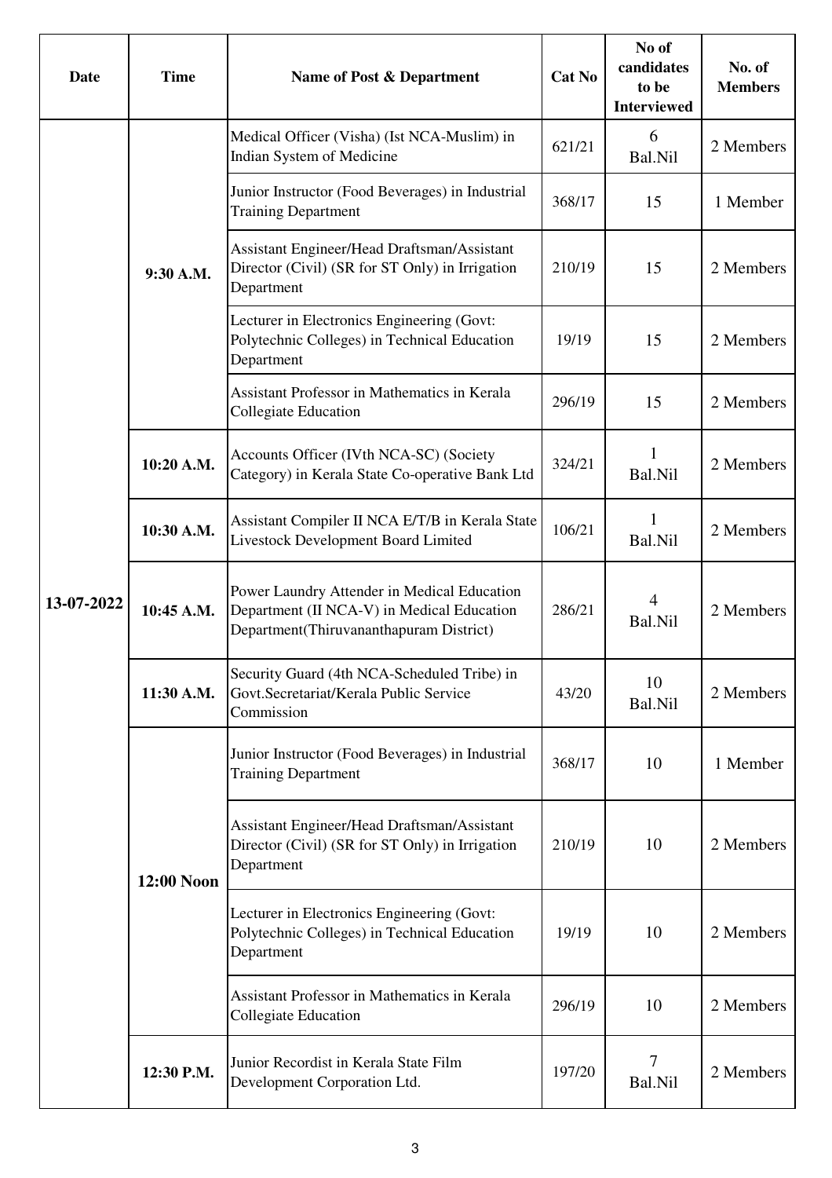| Date | Time | Name of Post & Department | Cat No | No of candidates to be Interviewed | No. of Members |
|---|---|---|---|---|---|
| 13-07-2022 | 9:30 A.M. | Medical Officer (Visha) (Ist NCA-Muslim) in Indian System of Medicine | 621/21 | 6 Bal.Nil | 2 Members |
| | | Junior Instructor (Food Beverages) in Industrial Training Department | 368/17 | 15 | 1 Member |
| | | Assistant Engineer/Head Draftsman/Assistant Director (Civil) (SR for ST Only) in Irrigation Department | 210/19 | 15 | 2 Members |
| | | Lecturer in Electronics Engineering (Govt: Polytechnic Colleges) in Technical Education Department | 19/19 | 15 | 2 Members |
| | | Assistant Professor in Mathematics in Kerala Collegiate Education | 296/19 | 15 | 2 Members |
| | 10:20 A.M. | Accounts Officer (IVth NCA-SC) (Society Category) in Kerala State Co-operative Bank Ltd | 324/21 | 1 Bal.Nil | 2 Members |
| | 10:30 A.M. | Assistant Compiler II NCA E/T/B in Kerala State Livestock Development Board Limited | 106/21 | 1 Bal.Nil | 2 Members |
| | 10:45 A.M. | Power Laundry Attender in Medical Education Department (II NCA-V) in Medical Education Department(Thiruvananthapuram District) | 286/21 | 4 Bal.Nil | 2 Members |
| | 11:30 A.M. | Security Guard (4th NCA-Scheduled Tribe) in Govt.Secretariat/Kerala Public Service Commission | 43/20 | 10 Bal.Nil | 2 Members |
| | 12:00 Noon | Junior Instructor (Food Beverages) in Industrial Training Department | 368/17 | 10 | 1 Member |
| | | Assistant Engineer/Head Draftsman/Assistant Director (Civil) (SR for ST Only) in Irrigation Department | 210/19 | 10 | 2 Members |
| | | Lecturer in Electronics Engineering (Govt: Polytechnic Colleges) in Technical Education Department | 19/19 | 10 | 2 Members |
| | | Assistant Professor in Mathematics in Kerala Collegiate Education | 296/19 | 10 | 2 Members |
| | 12:30 P.M. | Junior Recordist in Kerala State Film Development Corporation Ltd. | 197/20 | 7 Bal.Nil | 2 Members |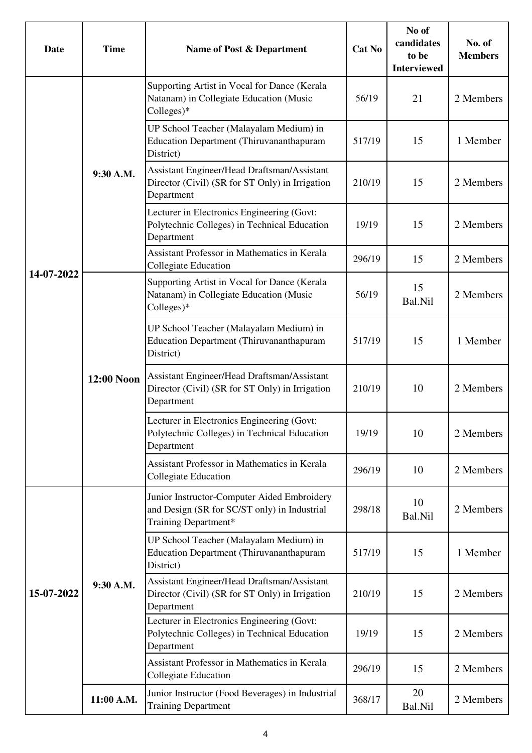| Date | Time | Name of Post & Department | Cat No | No of candidates to be Interviewed | No. of Members |
|---|---|---|---|---|---|
| 14-07-2022 | 9:30 A.M. | Supporting Artist in Vocal for Dance (Kerala Natanam) in Collegiate Education (Music Colleges)* | 56/19 | 21 | 2 Members |
| | | UP School Teacher (Malayalam Medium) in Education Department (Thiruvananthapuram District) | 517/19 | 15 | 1 Member |
| | | Assistant Engineer/Head Draftsman/Assistant Director (Civil) (SR for ST Only) in Irrigation Department | 210/19 | 15 | 2 Members |
| | | Lecturer in Electronics Engineering (Govt: Polytechnic Colleges) in Technical Education Department | 19/19 | 15 | 2 Members |
| | | Assistant Professor in Mathematics in Kerala Collegiate Education | 296/19 | 15 | 2 Members |
| | 12:00 Noon | Supporting Artist in Vocal for Dance (Kerala Natanam) in Collegiate Education (Music Colleges)* | 56/19 | 15 Bal.Nil | 2 Members |
| | | UP School Teacher (Malayalam Medium) in Education Department (Thiruvananthapuram District) | 517/19 | 15 | 1 Member |
| | | Assistant Engineer/Head Draftsman/Assistant Director (Civil) (SR for ST Only) in Irrigation Department | 210/19 | 10 | 2 Members |
| | | Lecturer in Electronics Engineering (Govt: Polytechnic Colleges) in Technical Education Department | 19/19 | 10 | 2 Members |
| | | Assistant Professor in Mathematics in Kerala Collegiate Education | 296/19 | 10 | 2 Members |
| 15-07-2022 | 9:30 A.M. | Junior Instructor-Computer Aided Embroidery and Design (SR for SC/ST only) in Industrial Training Department* | 298/18 | 10 Bal.Nil | 2 Members |
| | | UP School Teacher (Malayalam Medium) in Education Department (Thiruvananthapuram District) | 517/19 | 15 | 1 Member |
| | | Assistant Engineer/Head Draftsman/Assistant Director (Civil) (SR for ST Only) in Irrigation Department | 210/19 | 15 | 2 Members |
| | | Lecturer in Electronics Engineering (Govt: Polytechnic Colleges) in Technical Education Department | 19/19 | 15 | 2 Members |
| | | Assistant Professor in Mathematics in Kerala Collegiate Education | 296/19 | 15 | 2 Members |
| | 11:00 A.M. | Junior Instructor (Food Beverages) in Industrial Training Department | 368/17 | 20 Bal.Nil | 2 Members |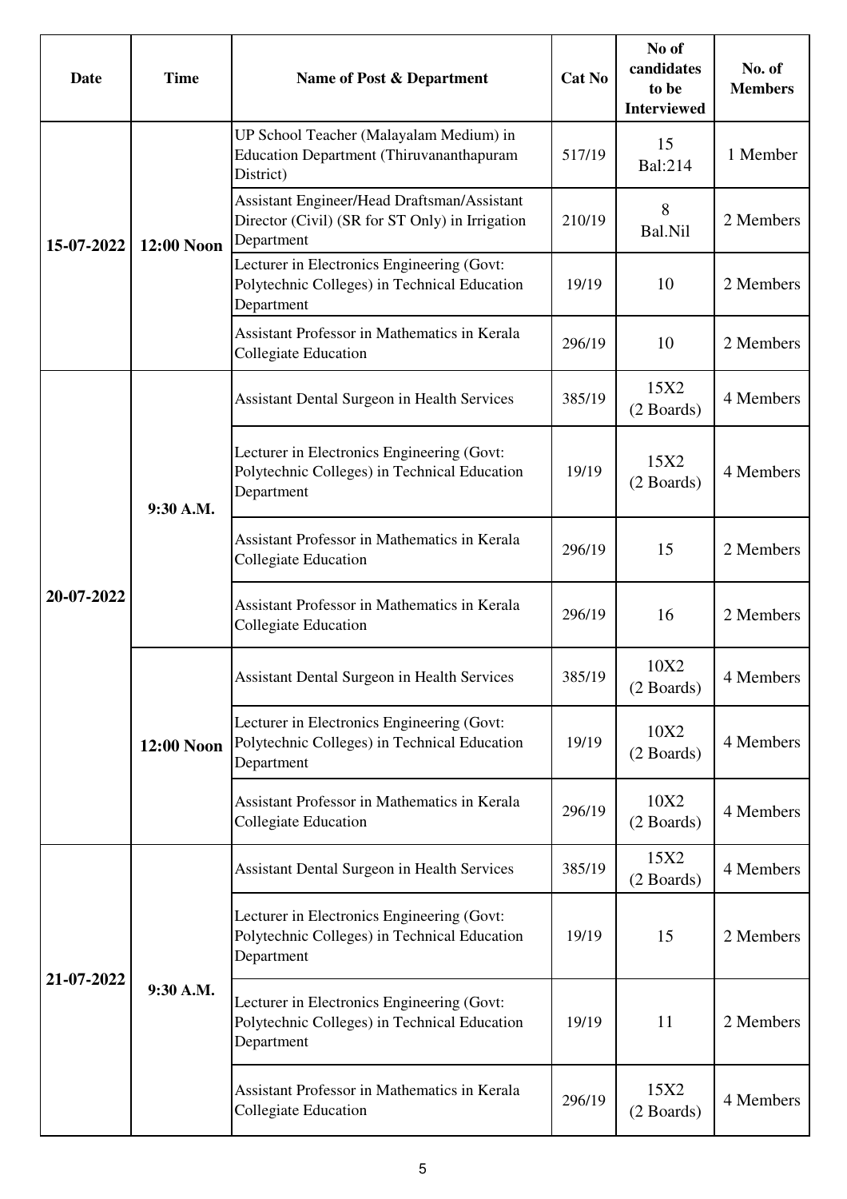| Date | Time | Name of Post & Department | Cat No | No of candidates to be Interviewed | No. of Members |
|---|---|---|---|---|---|
| 15-07-2022 | 12:00 Noon | UP School Teacher (Malayalam Medium) in Education Department (Thiruvananthapuram District) | 517/19 | 15 Bal:214 | 1 Member |
| | | Assistant Engineer/Head Draftsman/Assistant Director (Civil) (SR for ST Only) in Irrigation Department | 210/19 | 8 Bal.Nil | 2 Members |
| | | Lecturer in Electronics Engineering (Govt: Polytechnic Colleges) in Technical Education Department | 19/19 | 10 | 2 Members |
| | | Assistant Professor in Mathematics in Kerala Collegiate Education | 296/19 | 10 | 2 Members |
| 20-07-2022 | 9:30 A.M. | Assistant Dental Surgeon in Health Services | 385/19 | 15X2 (2 Boards) | 4 Members |
| | | Lecturer in Electronics Engineering (Govt: Polytechnic Colleges) in Technical Education Department | 19/19 | 15X2 (2 Boards) | 4 Members |
| | | Assistant Professor in Mathematics in Kerala Collegiate Education | 296/19 | 15 | 2 Members |
| | | Assistant Professor in Mathematics in Kerala Collegiate Education | 296/19 | 16 | 2 Members |
| | 12:00 Noon | Assistant Dental Surgeon in Health Services | 385/19 | 10X2 (2 Boards) | 4 Members |
| | | Lecturer in Electronics Engineering (Govt: Polytechnic Colleges) in Technical Education Department | 19/19 | 10X2 (2 Boards) | 4 Members |
| | | Assistant Professor in Mathematics in Kerala Collegiate Education | 296/19 | 10X2 (2 Boards) | 4 Members |
| 21-07-2022 | 9:30 A.M. | Assistant Dental Surgeon in Health Services | 385/19 | 15X2 (2 Boards) | 4 Members |
| | | Lecturer in Electronics Engineering (Govt: Polytechnic Colleges) in Technical Education Department | 19/19 | 15 | 2 Members |
| | | Lecturer in Electronics Engineering (Govt: Polytechnic Colleges) in Technical Education Department | 19/19 | 11 | 2 Members |
| | | Assistant Professor in Mathematics in Kerala Collegiate Education | 296/19 | 15X2 (2 Boards) | 4 Members |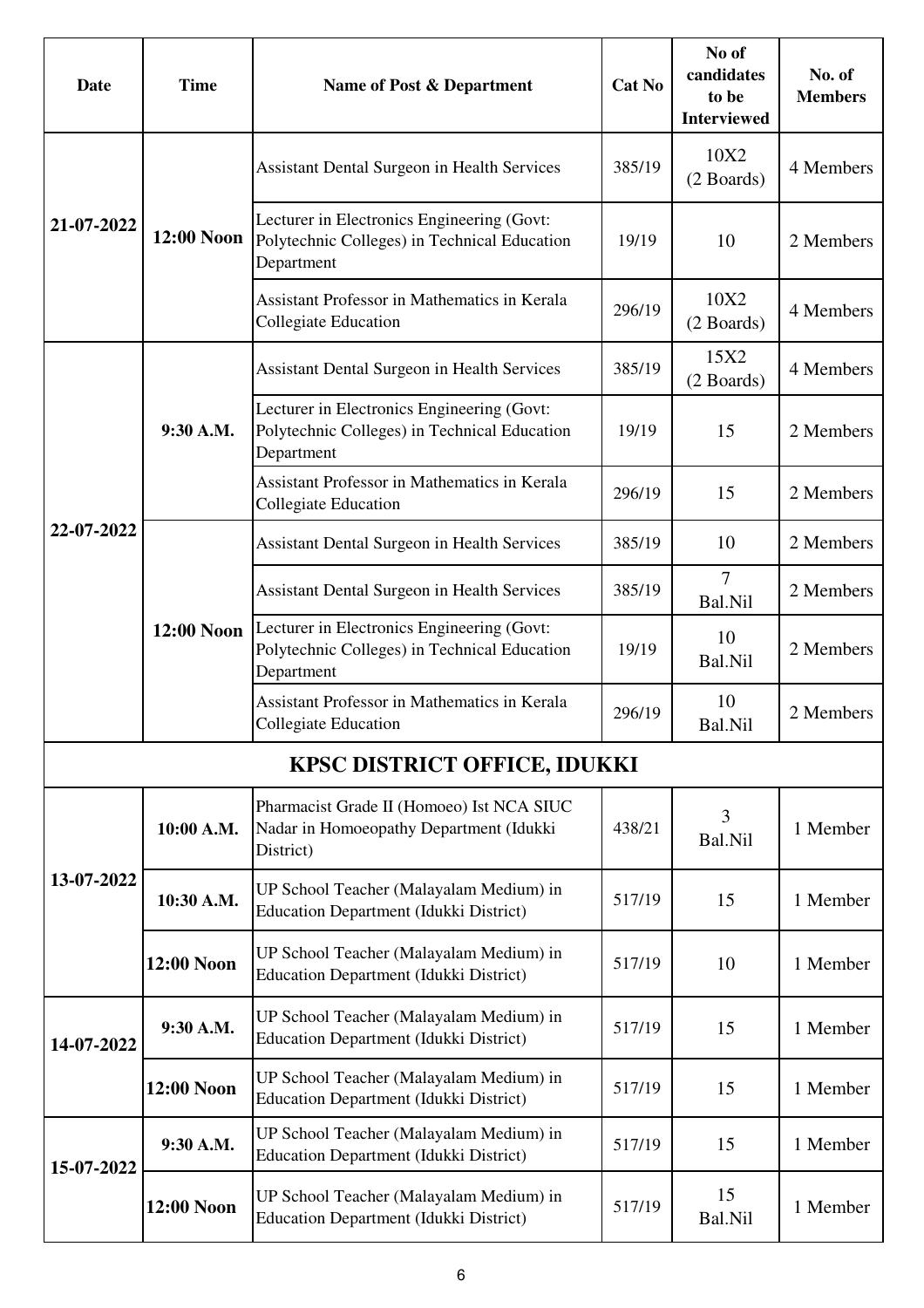| Date | Time | Name of Post & Department | Cat No | No of candidates to be Interviewed | No. of Members |
|---|---|---|---|---|---|
| 21-07-2022 | 12:00 Noon | Assistant Dental Surgeon in Health Services | 385/19 | 10X2 (2 Boards) | 4 Members |
| | | Lecturer in Electronics Engineering (Govt: Polytechnic Colleges) in Technical Education Department | 19/19 | 10 | 2 Members |
| | | Assistant Professor in Mathematics in Kerala Collegiate Education | 296/19 | 10X2 (2 Boards) | 4 Members |
| 22-07-2022 | 9:30 A.M. | Assistant Dental Surgeon in Health Services | 385/19 | 15X2 (2 Boards) | 4 Members |
| | | Lecturer in Electronics Engineering (Govt: Polytechnic Colleges) in Technical Education Department | 19/19 | 15 | 2 Members |
| | | Assistant Professor in Mathematics in Kerala Collegiate Education | 296/19 | 15 | 2 Members |
| | 12:00 Noon | Assistant Dental Surgeon in Health Services | 385/19 | 10 | 2 Members |
| | | Assistant Dental Surgeon in Health Services | 385/19 | 7 Bal.Nil | 2 Members |
| | | Lecturer in Electronics Engineering (Govt: Polytechnic Colleges) in Technical Education Department | 19/19 | 10 Bal.Nil | 2 Members |
| | | Assistant Professor in Mathematics in Kerala Collegiate Education | 296/19 | 10 Bal.Nil | 2 Members |
| **KPSC DISTRICT OFFICE, IDUKKI** | | | | | |
| 13-07-2022 | 10:00 A.M. | Pharmacist Grade II (Homoeo) Ist NCA SIUC Nadar in Homoeopathy Department (Idukki District) | 438/21 | 3 Bal.Nil | 1 Member |
| | 10:30 A.M. | UP School Teacher (Malayalam Medium) in Education Department (Idukki District) | 517/19 | 15 | 1 Member |
| | 12:00 Noon | UP School Teacher (Malayalam Medium) in Education Department (Idukki District) | 517/19 | 10 | 1 Member |
| 14-07-2022 | 9:30 A.M. | UP School Teacher (Malayalam Medium) in Education Department (Idukki District) | 517/19 | 15 | 1 Member |
| | 12:00 Noon | UP School Teacher (Malayalam Medium) in Education Department (Idukki District) | 517/19 | 15 | 1 Member |
| 15-07-2022 | 9:30 A.M. | UP School Teacher (Malayalam Medium) in Education Department (Idukki District) | 517/19 | 15 | 1 Member |
| | 12:00 Noon | UP School Teacher (Malayalam Medium) in Education Department (Idukki District) | 517/19 | 15 Bal.Nil | 1 Member |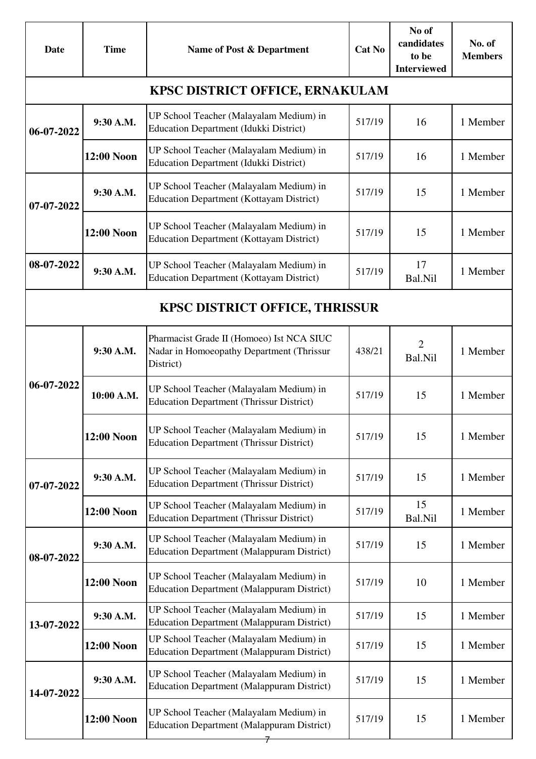| Date | Time | Name of Post & Department | Cat No | No of candidates to be Interviewed | No. of Members |
|---|---|---|---|---|---|
| **KPSC DISTRICT OFFICE, ERNAKULAM** | | | | | |
| 06-07-2022 | 9:30 A.M. | UP School Teacher (Malayalam Medium) in Education Department (Idukki District) | 517/19 | 16 | 1 Member |
| | 12:00 Noon | UP School Teacher (Malayalam Medium) in Education Department (Idukki District) | 517/19 | 16 | 1 Member |
| 07-07-2022 | 9:30 A.M. | UP School Teacher (Malayalam Medium) in Education Department (Kottayam District) | 517/19 | 15 | 1 Member |
| | 12:00 Noon | UP School Teacher (Malayalam Medium) in Education Department (Kottayam District) | 517/19 | 15 | 1 Member |
| 08-07-2022 | 9:30 A.M. | UP School Teacher (Malayalam Medium) in Education Department (Kottayam District) | 517/19 | 17 Bal.Nil | 1 Member |
| **KPSC DISTRICT OFFICE, THRISSUR** | | | | | |
| 06-07-2022 | 9:30 A.M. | Pharmacist Grade II (Homoeo) Ist NCA SIUC Nadar in Homoeopathy Department (Thrissur District) | 438/21 | 2 Bal.Nil | 1 Member |
| | 10:00 A.M. | UP School Teacher (Malayalam Medium) in Education Department (Thrissur District) | 517/19 | 15 | 1 Member |
| | 12:00 Noon | UP School Teacher (Malayalam Medium) in Education Department (Thrissur District) | 517/19 | 15 | 1 Member |
| 07-07-2022 | 9:30 A.M. | UP School Teacher (Malayalam Medium) in Education Department (Thrissur District) | 517/19 | 15 | 1 Member |
| | 12:00 Noon | UP School Teacher (Malayalam Medium) in Education Department (Thrissur District) | 517/19 | 15 Bal.Nil | 1 Member |
| 08-07-2022 | 9:30 A.M. | UP School Teacher (Malayalam Medium) in Education Department (Malappuram District) | 517/19 | 15 | 1 Member |
| | 12:00 Noon | UP School Teacher (Malayalam Medium) in Education Department (Malappuram District) | 517/19 | 10 | 1 Member |
| 13-07-2022 | 9:30 A.M. | UP School Teacher (Malayalam Medium) in Education Department (Malappuram District) | 517/19 | 15 | 1 Member |
| | 12:00 Noon | UP School Teacher (Malayalam Medium) in Education Department (Malappuram District) | 517/19 | 15 | 1 Member |
| 14-07-2022 | 9:30 A.M. | UP School Teacher (Malayalam Medium) in Education Department (Malappuram District) | 517/19 | 15 | 1 Member |
| | 12:00 Noon | UP School Teacher (Malayalam Medium) in Education Department (Malappuram District) | 517/19 | 15 | 1 Member |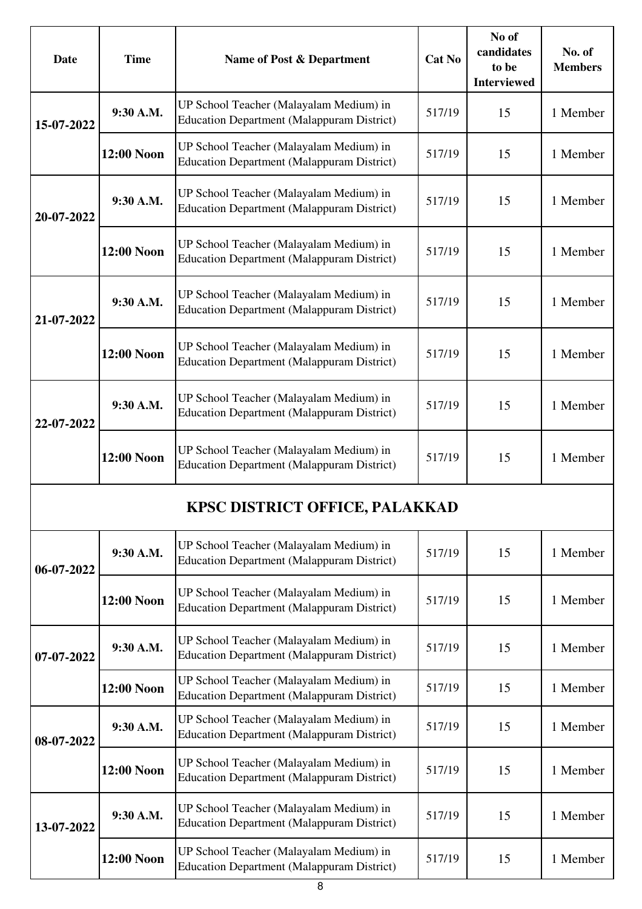| Date | Time | Name of Post & Department | Cat No | No of candidates to be Interviewed | No. of Members |
|---|---|---|---|---|---|
| 15-07-2022 | 9:30 A.M. | UP School Teacher (Malayalam Medium) in Education Department (Malappuram District) | 517/19 | 15 | 1 Member |
| | 12:00 Noon | UP School Teacher (Malayalam Medium) in Education Department (Malappuram District) | 517/19 | 15 | 1 Member |
| 20-07-2022 | 9:30 A.M. | UP School Teacher (Malayalam Medium) in Education Department (Malappuram District) | 517/19 | 15 | 1 Member |
| | 12:00 Noon | UP School Teacher (Malayalam Medium) in Education Department (Malappuram District) | 517/19 | 15 | 1 Member |
| 21-07-2022 | 9:30 A.M. | UP School Teacher (Malayalam Medium) in Education Department (Malappuram District) | 517/19 | 15 | 1 Member |
| | 12:00 Noon | UP School Teacher (Malayalam Medium) in Education Department (Malappuram District) | 517/19 | 15 | 1 Member |
| 22-07-2022 | 9:30 A.M. | UP School Teacher (Malayalam Medium) in Education Department (Malappuram District) | 517/19 | 15 | 1 Member |
| | 12:00 Noon | UP School Teacher (Malayalam Medium) in Education Department (Malappuram District) | 517/19 | 15 | 1 Member |
| **KPSC DISTRICT OFFICE, PALAKKAD** | | | | | |
| 06-07-2022 | 9:30 A.M. | UP School Teacher (Malayalam Medium) in Education Department (Malappuram District) | 517/19 | 15 | 1 Member |
| | 12:00 Noon | UP School Teacher (Malayalam Medium) in Education Department (Malappuram District) | 517/19 | 15 | 1 Member |
| 07-07-2022 | 9:30 A.M. | UP School Teacher (Malayalam Medium) in Education Department (Malappuram District) | 517/19 | 15 | 1 Member |
| | 12:00 Noon | UP School Teacher (Malayalam Medium) in Education Department (Malappuram District) | 517/19 | 15 | 1 Member |
| 08-07-2022 | 9:30 A.M. | UP School Teacher (Malayalam Medium) in Education Department (Malappuram District) | 517/19 | 15 | 1 Member |
| | 12:00 Noon | UP School Teacher (Malayalam Medium) in Education Department (Malappuram District) | 517/19 | 15 | 1 Member |
| 13-07-2022 | 9:30 A.M. | UP School Teacher (Malayalam Medium) in Education Department (Malappuram District) | 517/19 | 15 | 1 Member |
| | 12:00 Noon | UP School Teacher (Malayalam Medium) in Education Department (Malappuram District) | 517/19 | 15 | 1 Member |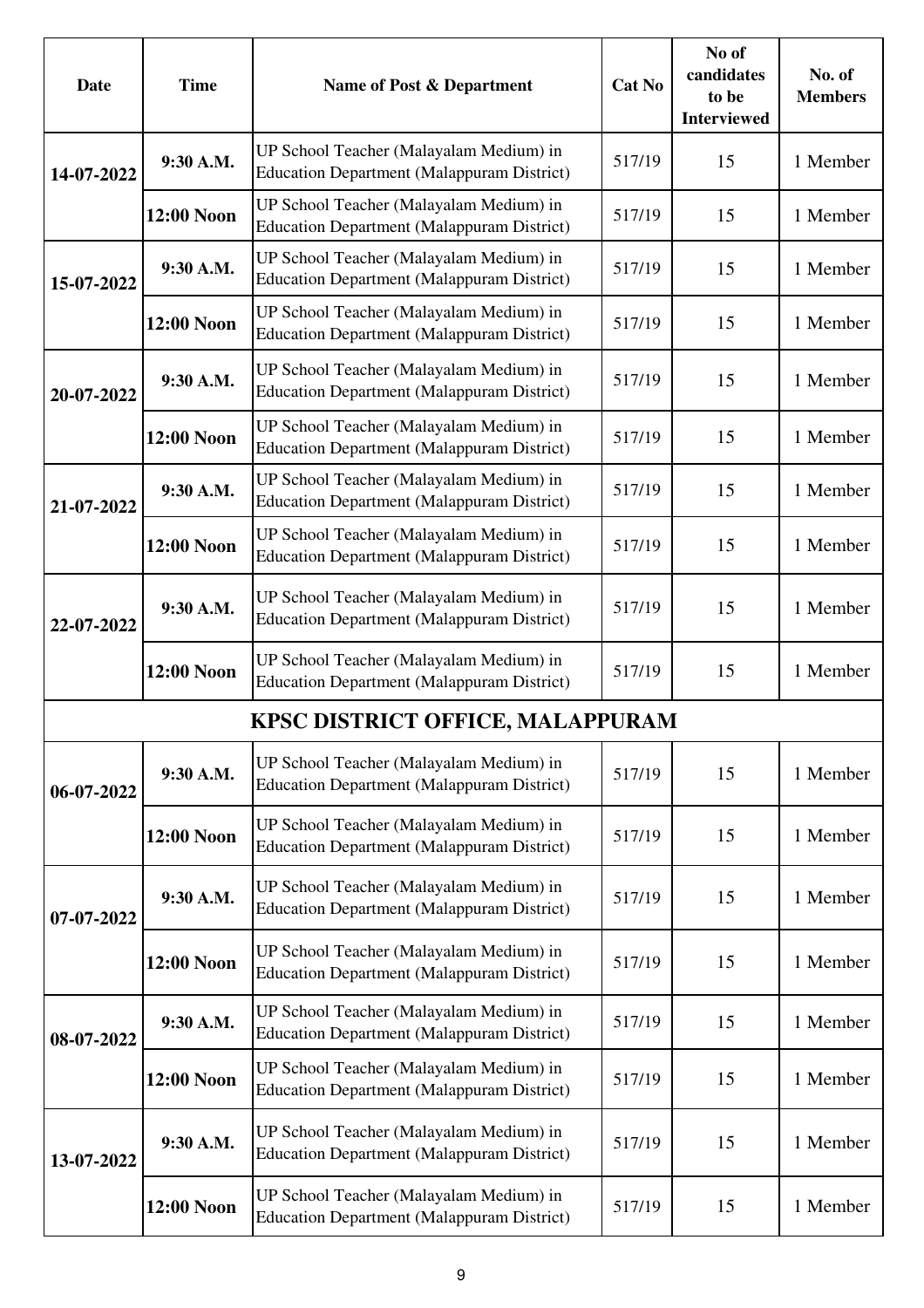| Date | Time | Name of Post & Department | Cat No | No of candidates to be Interviewed | No. of Members |
|---|---|---|---|---|---|
| 14-07-2022 | 9:30 A.M. | UP School Teacher (Malayalam Medium) in Education Department (Malappuram District) | 517/19 | 15 | 1 Member |
| | 12:00 Noon | UP School Teacher (Malayalam Medium) in Education Department (Malappuram District) | 517/19 | 15 | 1 Member |
| 15-07-2022 | 9:30 A.M. | UP School Teacher (Malayalam Medium) in Education Department (Malappuram District) | 517/19 | 15 | 1 Member |
| | 12:00 Noon | UP School Teacher (Malayalam Medium) in Education Department (Malappuram District) | 517/19 | 15 | 1 Member |
| 20-07-2022 | 9:30 A.M. | UP School Teacher (Malayalam Medium) in Education Department (Malappuram District) | 517/19 | 15 | 1 Member |
| | 12:00 Noon | UP School Teacher (Malayalam Medium) in Education Department (Malappuram District) | 517/19 | 15 | 1 Member |
| 21-07-2022 | 9:30 A.M. | UP School Teacher (Malayalam Medium) in Education Department (Malappuram District) | 517/19 | 15 | 1 Member |
| | 12:00 Noon | UP School Teacher (Malayalam Medium) in Education Department (Malappuram District) | 517/19 | 15 | 1 Member |
| 22-07-2022 | 9:30 A.M. | UP School Teacher (Malayalam Medium) in Education Department (Malappuram District) | 517/19 | 15 | 1 Member |
| | 12:00 Noon | UP School Teacher (Malayalam Medium) in Education Department (Malappuram District) | 517/19 | 15 | 1 Member |
| **KPSC DISTRICT OFFICE, MALAPPURAM** | | | | | |
| 06-07-2022 | 9:30 A.M. | UP School Teacher (Malayalam Medium) in Education Department (Malappuram District) | 517/19 | 15 | 1 Member |
| | 12:00 Noon | UP School Teacher (Malayalam Medium) in Education Department (Malappuram District) | 517/19 | 15 | 1 Member |
| 07-07-2022 | 9:30 A.M. | UP School Teacher (Malayalam Medium) in Education Department (Malappuram District) | 517/19 | 15 | 1 Member |
| | 12:00 Noon | UP School Teacher (Malayalam Medium) in Education Department (Malappuram District) | 517/19 | 15 | 1 Member |
| 08-07-2022 | 9:30 A.M. | UP School Teacher (Malayalam Medium) in Education Department (Malappuram District) | 517/19 | 15 | 1 Member |
| | 12:00 Noon | UP School Teacher (Malayalam Medium) in Education Department (Malappuram District) | 517/19 | 15 | 1 Member |
| 13-07-2022 | 9:30 A.M. | UP School Teacher (Malayalam Medium) in Education Department (Malappuram District) | 517/19 | 15 | 1 Member |
| | 12:00 Noon | UP School Teacher (Malayalam Medium) in Education Department (Malappuram District) | 517/19 | 15 | 1 Member |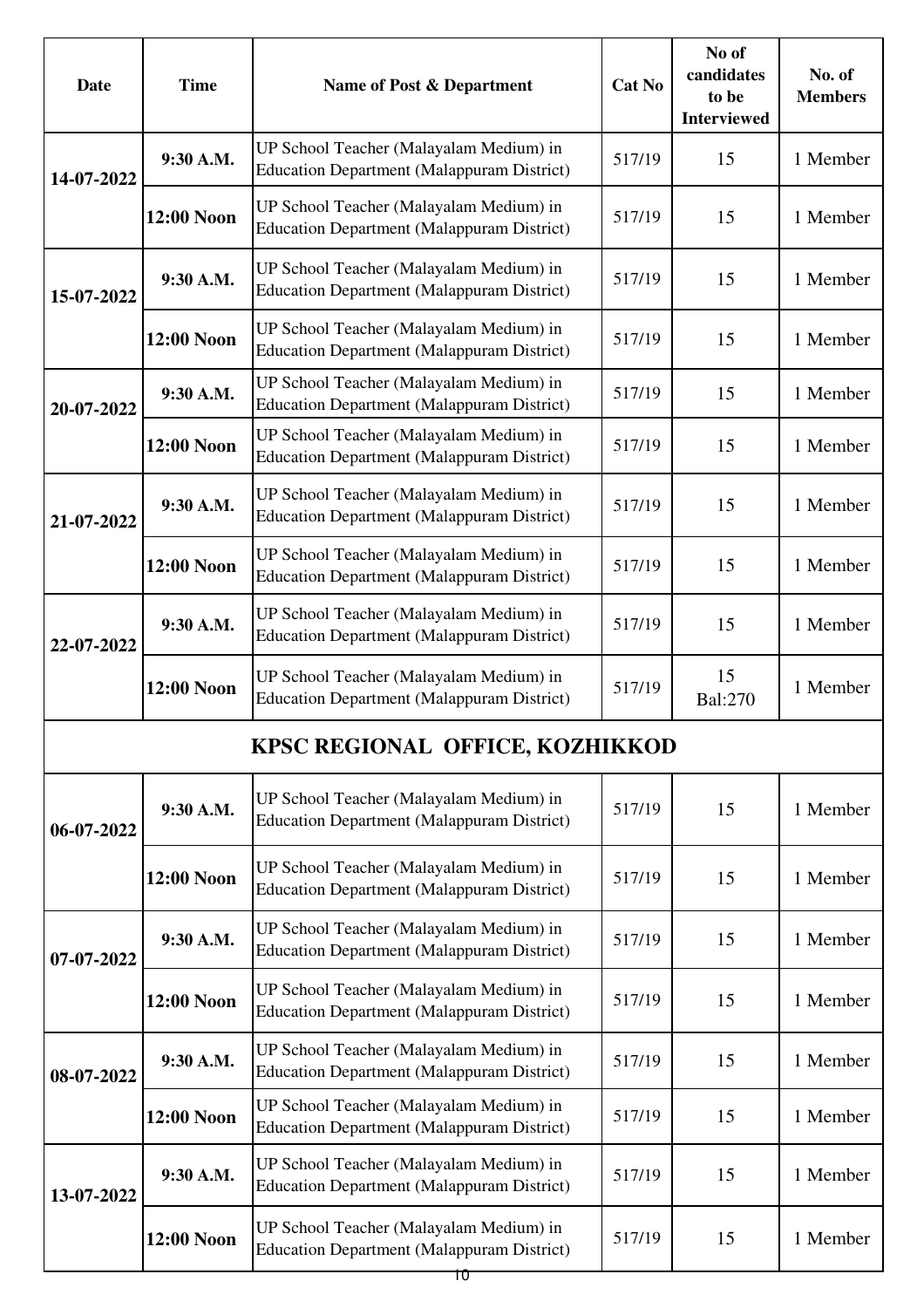| Date | Time | Name of Post & Department | Cat No | No of candidates to be Interviewed | No. of Members |
|---|---|---|---|---|---|
| 14-07-2022 | 9:30 A.M. | UP School Teacher (Malayalam Medium) in Education Department (Malappuram District) | 517/19 | 15 | 1 Member |
| | 12:00 Noon | UP School Teacher (Malayalam Medium) in Education Department (Malappuram District) | 517/19 | 15 | 1 Member |
| 15-07-2022 | 9:30 A.M. | UP School Teacher (Malayalam Medium) in Education Department (Malappuram District) | 517/19 | 15 | 1 Member |
| | 12:00 Noon | UP School Teacher (Malayalam Medium) in Education Department (Malappuram District) | 517/19 | 15 | 1 Member |
| 20-07-2022 | 9:30 A.M. | UP School Teacher (Malayalam Medium) in Education Department (Malappuram District) | 517/19 | 15 | 1 Member |
| | 12:00 Noon | UP School Teacher (Malayalam Medium) in Education Department (Malappuram District) | 517/19 | 15 | 1 Member |
| 21-07-2022 | 9:30 A.M. | UP School Teacher (Malayalam Medium) in Education Department (Malappuram District) | 517/19 | 15 | 1 Member |
| | 12:00 Noon | UP School Teacher (Malayalam Medium) in Education Department (Malappuram District) | 517/19 | 15 | 1 Member |
| 22-07-2022 | 9:30 A.M. | UP School Teacher (Malayalam Medium) in Education Department (Malappuram District) | 517/19 | 15 | 1 Member |
| | 12:00 Noon | UP School Teacher (Malayalam Medium) in Education Department (Malappuram District) | 517/19 | 15 Bal:270 | 1 Member |
| **KPSC REGIONAL OFFICE, KOZHIKKOD** | | | | | |
| 06-07-2022 | 9:30 A.M. | UP School Teacher (Malayalam Medium) in Education Department (Malappuram District) | 517/19 | 15 | 1 Member |
| | 12:00 Noon | UP School Teacher (Malayalam Medium) in Education Department (Malappuram District) | 517/19 | 15 | 1 Member |
| 07-07-2022 | 9:30 A.M. | UP School Teacher (Malayalam Medium) in Education Department (Malappuram District) | 517/19 | 15 | 1 Member |
| | 12:00 Noon | UP School Teacher (Malayalam Medium) in Education Department (Malappuram District) | 517/19 | 15 | 1 Member |
| 08-07-2022 | 9:30 A.M. | UP School Teacher (Malayalam Medium) in Education Department (Malappuram District) | 517/19 | 15 | 1 Member |
| | 12:00 Noon | UP School Teacher (Malayalam Medium) in Education Department (Malappuram District) | 517/19 | 15 | 1 Member |
| 13-07-2022 | 9:30 A.M. | UP School Teacher (Malayalam Medium) in Education Department (Malappuram District) | 517/19 | 15 | 1 Member |
| | 12:00 Noon | UP School Teacher (Malayalam Medium) in Education Department (Malappuram District) | 517/19 | 15 | 1 Member |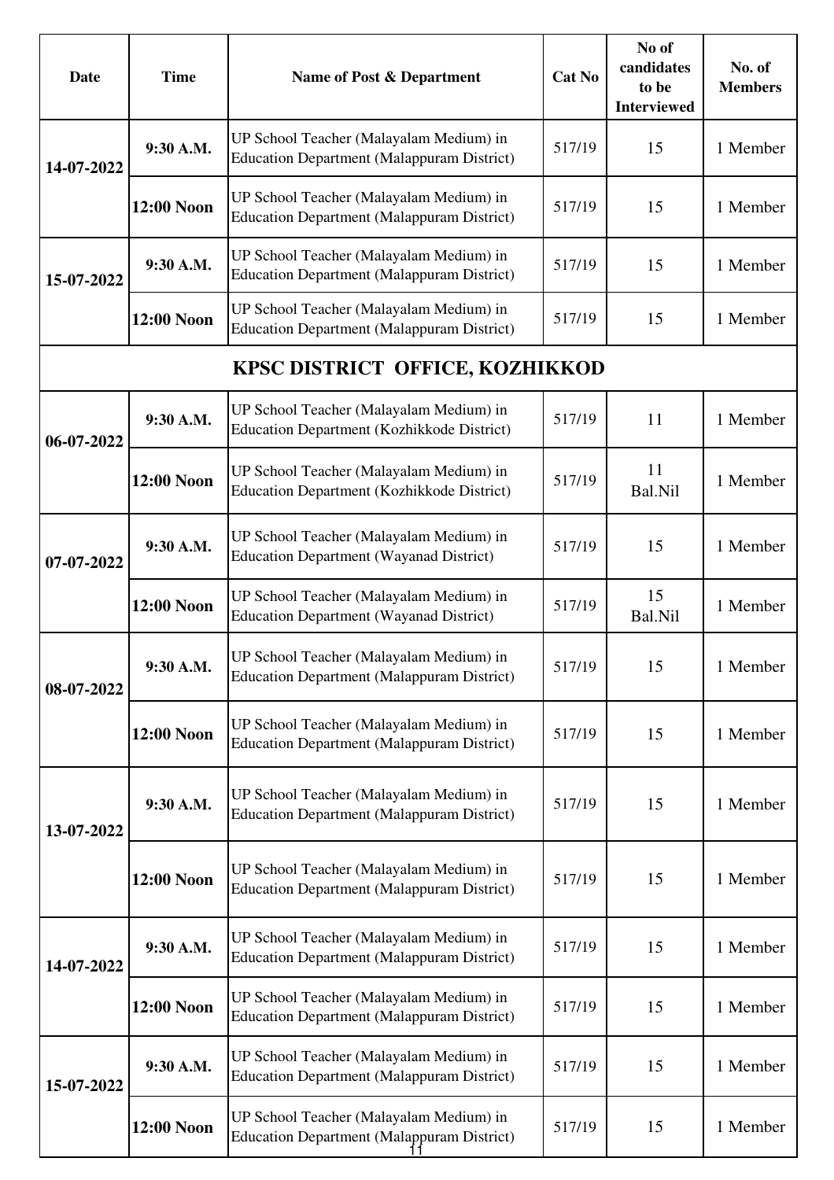| Date | Time | Name of Post & Department | Cat No | No of candidates to be Interviewed | No. of Members |
|---|---|---|---|---|---|
| 14-07-2022 | 9:30 A.M. | UP School Teacher (Malayalam Medium) in Education Department (Malappuram District) | 517/19 | 15 | 1 Member |
| | **12:00 Noon** | UP School Teacher (Malayalam Medium) in Education Department (Malappuram District) | 517/19 | 15 | 1 Member |
| 15-07-2022 | 9:30 A.M. | UP School Teacher (Malayalam Medium) in Education Department (Malappuram District) | 517/19 | 15 | 1 Member |
| | **12:00 Noon** | UP School Teacher (Malayalam Medium) in Education Department (Malappuram District) | 517/19 | 15 | 1 Member |
| **KPSC DISTRICT OFFICE, KOZHIKKOD** | | | | | |
| 06-07-2022 | 9:30 A.M. | UP School Teacher (Malayalam Medium) in Education Department (Kozhikkode District) | 517/19 | 11 | 1 Member |
| | **12:00 Noon** | UP School Teacher (Malayalam Medium) in Education Department (Kozhikkode District) | 517/19 | 11 Bal.Nil | 1 Member |
| 07-07-2022 | 9:30 A.M. | UP School Teacher (Malayalam Medium) in Education Department (Wayanad District) | 517/19 | 15 | 1 Member |
| | **12:00 Noon** | UP School Teacher (Malayalam Medium) in Education Department (Wayanad District) | 517/19 | 15 Bal.Nil | 1 Member |
| 08-07-2022 | 9:30 A.M. | UP School Teacher (Malayalam Medium) in Education Department (Malappuram District) | 517/19 | 15 | 1 Member |
| | **12:00 Noon** | UP School Teacher (Malayalam Medium) in Education Department (Malappuram District) | 517/19 | 15 | 1 Member |
| 13-07-2022 | 9:30 A.M. | UP School Teacher (Malayalam Medium) in Education Department (Malappuram District) | 517/19 | 15 | 1 Member |
| | **12:00 Noon** | UP School Teacher (Malayalam Medium) in Education Department (Malappuram District) | 517/19 | 15 | 1 Member |
| 14-07-2022 | 9:30 A.M. | UP School Teacher (Malayalam Medium) in Education Department (Malappuram District) | 517/19 | 15 | 1 Member |
| | **12:00 Noon** | UP School Teacher (Malayalam Medium) in Education Department (Malappuram District) | 517/19 | 15 | 1 Member |
| 15-07-2022 | 9:30 A.M. | UP School Teacher (Malayalam Medium) in Education Department (Malappuram District) | 517/19 | 15 | 1 Member |
| | **12:00 Noon** | UP School Teacher (Malayalam Medium) in Education Department (Malappuram District) | 517/19 | 15 | 1 Member |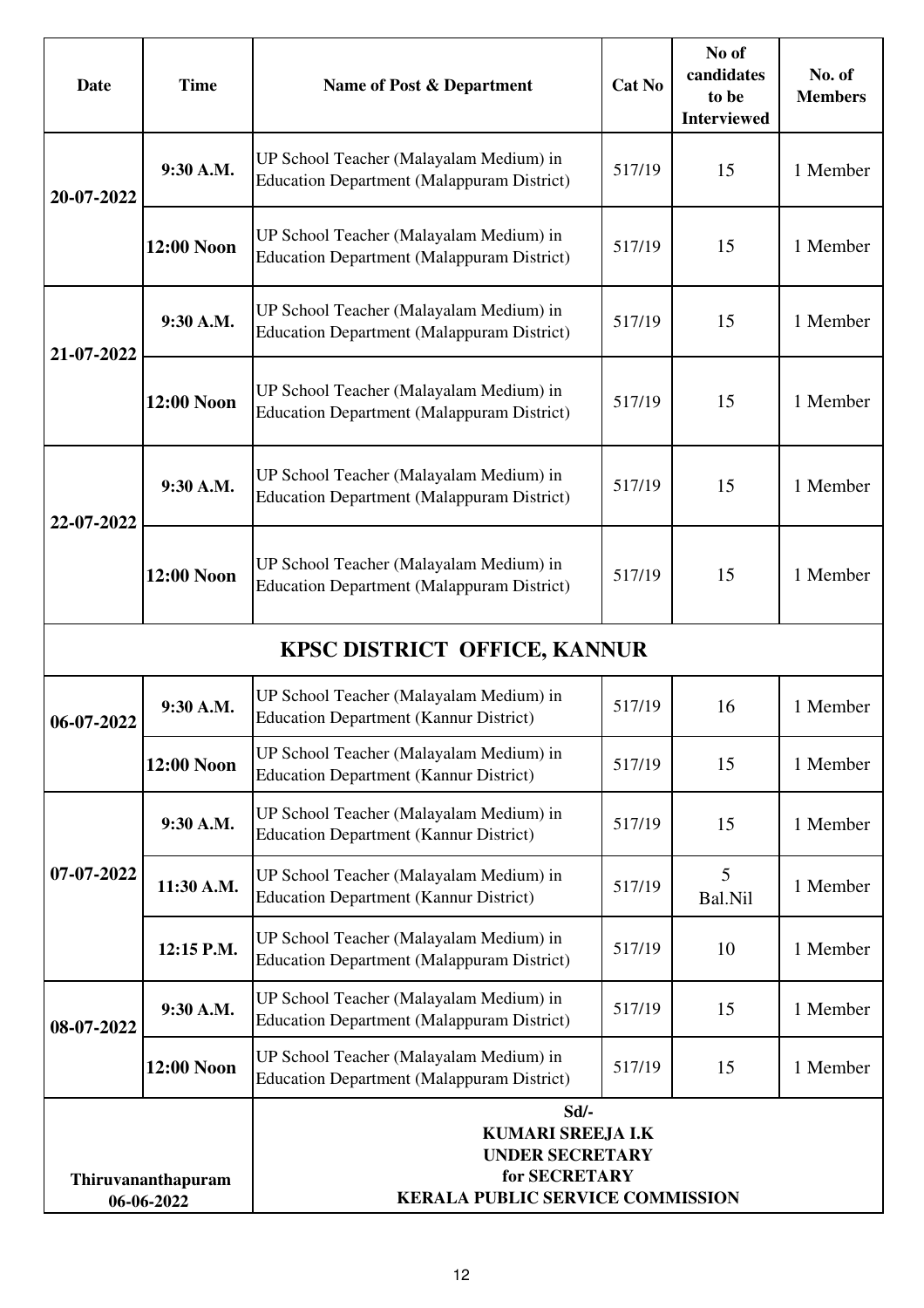| Date | Time | Name of Post & Department | Cat No | No of candidates to be Interviewed | No. of Members |
|---|---|---|---|---|---|
| 20-07-2022 | 9:30 A.M. | UP School Teacher (Malayalam Medium) in Education Department (Malappuram District) | 517/19 | 15 | 1 Member |
| | 12:00 Noon | UP School Teacher (Malayalam Medium) in Education Department (Malappuram District) | 517/19 | 15 | 1 Member |
| 21-07-2022 | 9:30 A.M. | UP School Teacher (Malayalam Medium) in Education Department (Malappuram District) | 517/19 | 15 | 1 Member |
| | 12:00 Noon | UP School Teacher (Malayalam Medium) in Education Department (Malappuram District) | 517/19 | 15 | 1 Member |
| 22-07-2022 | 9:30 A.M. | UP School Teacher (Malayalam Medium) in Education Department (Malappuram District) | 517/19 | 15 | 1 Member |
| | 12:00 Noon | UP School Teacher (Malayalam Medium) in Education Department (Malappuram District) | 517/19 | 15 | 1 Member |
| **KPSC DISTRICT OFFICE, KANNUR** | | | | | |
| 06-07-2022 | 9:30 A.M. | UP School Teacher (Malayalam Medium) in Education Department (Kannur District) | 517/19 | 16 | 1 Member |
| | 12:00 Noon | UP School Teacher (Malayalam Medium) in Education Department (Kannur District) | 517/19 | 15 | 1 Member |
| 07-07-2022 | 9:30 A.M. | UP School Teacher (Malayalam Medium) in Education Department (Kannur District) | 517/19 | 15 | 1 Member |
| | 11:30 A.M. | UP School Teacher (Malayalam Medium) in Education Department (Kannur District) | 517/19 | 5 Bal.Nil | 1 Member |
| | 12:15 P.M. | UP School Teacher (Malayalam Medium) in Education Department (Malappuram District) | 517/19 | 10 | 1 Member |
| 08-07-2022 | 9:30 A.M. | UP School Teacher (Malayalam Medium) in Education Department (Malappuram District) | 517/19 | 15 | 1 Member |
| | 12:00 Noon | UP School Teacher (Malayalam Medium) in Education Department (Malappuram District) | 517/19 | 15 | 1 Member |

**Sd/-**
**KUMARI SREEJA I.K**
**UNDER SECRETARY**
**for SECRETARY**
**KERALA PUBLIC SERVICE COMMISSION**

**Thiruvananthapuram**
**06-06-2022**